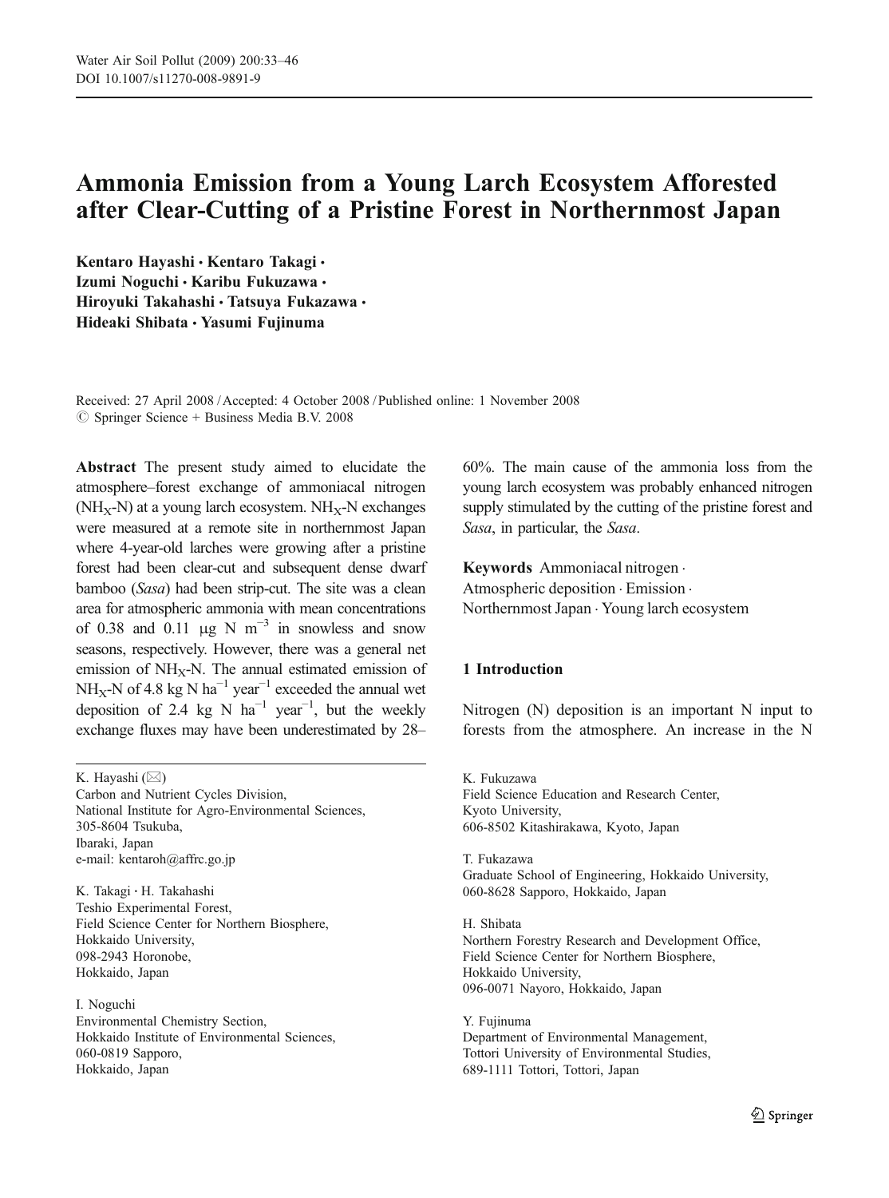# Ammonia Emission from a Young Larch Ecosystem Afforested after Clear-Cutting of a Pristine Forest in Northernmost Japan

**Kentaro Hayashi · Kentaro Takagi · Izumi Noguchi · Karibu Fukuzawa · Hiroyuki Takahashi · Tatsuya Fukazawa · Hideaki Shibata · Yasumi Fujinuma**

Received: 27 April 2008 / Accepted: 4 October 2008 / Published online: 1 November 2008
© Springer Science + Business Media B.V. 2008

**Abstract** The present study aimed to elucidate the atmosphere–forest exchange of ammoniacal nitrogen ($NH_X$-N) at a young larch ecosystem. $NH_X$-N exchanges were measured at a remote site in northernmost Japan where 4-year-old larches were growing after a pristine forest had been clear-cut and subsequent dense dwarf bamboo (*Sasa*) had been strip-cut. The site was a clean area for atmospheric ammonia with mean concentrations of 0.38 and 0.11 μg N $m^{-3}$ in snowless and snow seasons, respectively. However, there was a general net emission of $NH_X$-N. The annual estimated emission of $NH_X$-N of 4.8 kg N $ha^{-1}$ $year^{-1}$ exceeded the annual wet deposition of 2.4 kg N $ha^{-1}$ $year^{-1}$, but the weekly exchange fluxes may have been underestimated by 28–60%. The main cause of the ammonia loss from the young larch ecosystem was probably enhanced nitrogen supply stimulated by the cutting of the pristine forest and *Sasa*, in particular, the *Sasa*.

**Keywords** Ammoniacal nitrogen · Atmospheric deposition · Emission · Northernmost Japan · Young larch ecosystem

K. Hayashi (✉)
Carbon and Nutrient Cycles Division,
National Institute for Agro-Environmental Sciences,
305-8604 Tsukuba,
Ibaraki, Japan
e-mail: kentaroh@affrc.go.jp

K. Takagi · H. Takahashi
Teshio Experimental Forest,
Field Science Center for Northern Biosphere,
Hokkaido University,
098-2943 Horonobe,
Hokkaido, Japan

I. Noguchi
Environmental Chemistry Section,
Hokkaido Institute of Environmental Sciences,
060-0819 Sapporo,
Hokkaido, Japan

K. Fukuzawa
Field Science Education and Research Center,
Kyoto University,
606-8502 Kitashirakawa, Kyoto, Japan

T. Fukazawa
Graduate School of Engineering, Hokkaido University,
060-8628 Sapporo, Hokkaido, Japan

H. Shibata
Northern Forestry Research and Development Office,
Field Science Center for Northern Biosphere,
Hokkaido University,
096-0071 Nayoro, Hokkaido, Japan

Y. Fujinuma
Department of Environmental Management,
Tottori University of Environmental Studies,
689-1111 Tottori, Tottori, Japan

## 1 Introduction

Nitrogen (N) deposition is an important N input to forests from the atmosphere. An increase in the N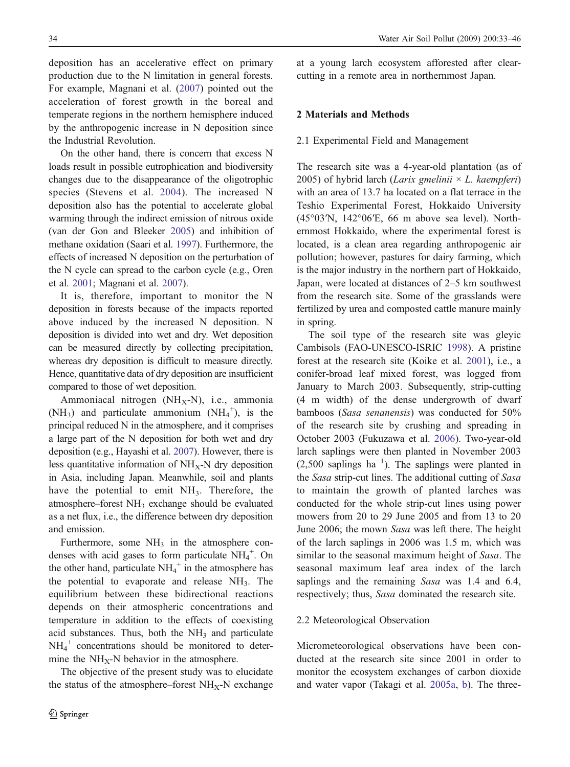deposition has an accelerative effect on primary production due to the N limitation in general forests. For example, Magnani et al. (2007) pointed out the acceleration of forest growth in the boreal and temperate regions in the northern hemisphere induced by the anthropogenic increase in N deposition since the Industrial Revolution.

On the other hand, there is concern that excess N loads result in possible eutrophication and biodiversity changes due to the disappearance of the oligotrophic species (Stevens et al. 2004). The increased N deposition also has the potential to accelerate global warming through the indirect emission of nitrous oxide (van der Gon and Bleeker 2005) and inhibition of methane oxidation (Saari et al. 1997). Furthermore, the effects of increased N deposition on the perturbation of the N cycle can spread to the carbon cycle (e.g., Oren et al. 2001; Magnani et al. 2007).

It is, therefore, important to monitor the N deposition in forests because of the impacts reported above induced by the increased N deposition. N deposition is divided into wet and dry. Wet deposition can be measured directly by collecting precipitation, whereas dry deposition is difficult to measure directly. Hence, quantitative data of dry deposition are insufficient compared to those of wet deposition.

Ammoniacal nitrogen ($NH_X$-N), i.e., ammonia ($NH_3$) and particulate ammonium ($NH_4^+$), is the principal reduced N in the atmosphere, and it comprises a large part of the N deposition for both wet and dry deposition (e.g., Hayashi et al. 2007). However, there is less quantitative information of $NH_X$-N dry deposition in Asia, including Japan. Meanwhile, soil and plants have the potential to emit $NH_3$. Therefore, the atmosphere–forest $NH_3$ exchange should be evaluated as a net flux, i.e., the difference between dry deposition and emission.

Furthermore, some $NH_3$ in the atmosphere condenses with acid gases to form particulate $NH_4^+$. On the other hand, particulate $NH_4^+$ in the atmosphere has the potential to evaporate and release $NH_3$. The equilibrium between these bidirectional reactions depends on their atmospheric concentrations and temperature in addition to the effects of coexisting acid substances. Thus, both the $NH_3$ and particulate $NH_4^+$ concentrations should be monitored to determine the $NH_X$-N behavior in the atmosphere.

The objective of the present study was to elucidate the status of the atmosphere–forest $NH_X$-N exchange at a young larch ecosystem afforested after clear-cutting in a remote area in northernmost Japan.

## 2 Materials and Methods

### 2.1 Experimental Field and Management

The research site was a 4-year-old plantation (as of 2005) of hybrid larch (*Larix gmelinii* × *L. kaempferi*) with an area of 13.7 ha located on a flat terrace in the Teshio Experimental Forest, Hokkaido University (45°03′N, 142°06′E, 66 m above sea level). Northernmost Hokkaido, where the experimental forest is located, is a clean area regarding anthropogenic air pollution; however, pastures for dairy farming, which is the major industry in the northern part of Hokkaido, Japan, were located at distances of 2–5 km southwest from the research site. Some of the grasslands were fertilized by urea and composted cattle manure mainly in spring.

The soil type of the research site was gleyic Cambisols (FAO-UNESCO-ISRIC 1998). A pristine forest at the research site (Koike et al. 2001), i.e., a conifer-broad leaf mixed forest, was logged from January to March 2003. Subsequently, strip-cutting (4 m width) of the dense undergrowth of dwarf bamboos (*Sasa senanensis*) was conducted for 50% of the research site by crushing and spreading in October 2003 (Fukuzawa et al. 2006). Two-year-old larch saplings were then planted in November 2003 (2,500 saplings $ha^{-1}$). The saplings were planted in the *Sasa* strip-cut lines. The additional cutting of *Sasa* to maintain the growth of planted larches was conducted for the whole strip-cut lines using power mowers from 20 to 29 June 2005 and from 13 to 20 June 2006; the mown *Sasa* was left there. The height of the larch saplings in 2006 was 1.5 m, which was similar to the seasonal maximum height of *Sasa*. The seasonal maximum leaf area index of the larch saplings and the remaining *Sasa* was 1.4 and 6.4, respectively; thus, *Sasa* dominated the research site.

### 2.2 Meteorological Observation

Micrometeorological observations have been conducted at the research site since 2001 in order to monitor the ecosystem exchanges of carbon dioxide and water vapor (Takagi et al. 2005a, b). The three-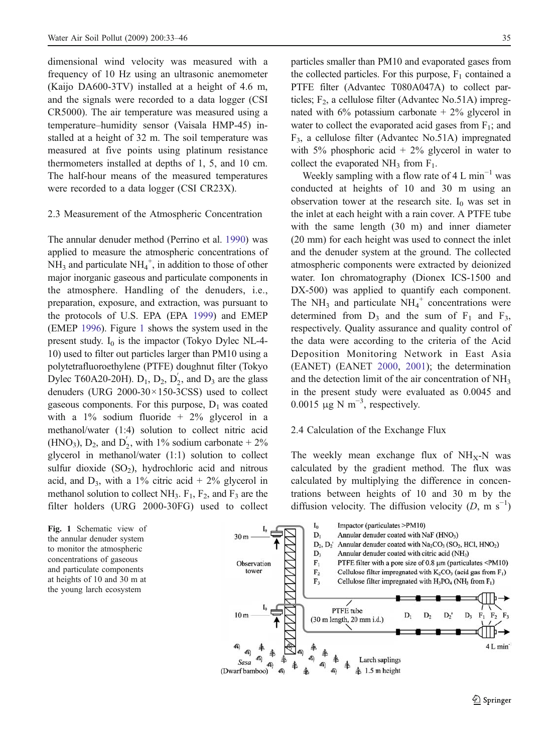dimensional wind velocity was measured with a frequency of 10 Hz using an ultrasonic anemometer (Kaijo DA600-3TV) installed at a height of 4.6 m, and the signals were recorded to a data logger (CSI CR5000). The air temperature was measured using a temperature–humidity sensor (Vaisala HMP-45) installed at a height of 32 m. The soil temperature was measured at five points using platinum resistance thermometers installed at depths of 1, 5, and 10 cm. The half-hour means of the measured temperatures were recorded to a data logger (CSI CR23X).

### 2.3 Measurement of the Atmospheric Concentration

The annular denuder method (Perrino et al. 1990) was applied to measure the atmospheric concentrations of $NH_3$ and particulate $NH_4^+$, in addition to those of other major inorganic gaseous and particulate components in the atmosphere. Handling of the denuders, i.e., preparation, exposure, and extraction, was pursuant to the protocols of U.S. EPA (EPA 1999) and EMEP (EMEP 1996). Figure 1 shows the system used in the present study. $I_0$ is the impactor (Tokyo Dylec NL-4-10) used to filter out particles larger than PM10 using a polytetrafluoroethylene (PTFE) doughnut filter (Tokyo Dylec T60A20-20H). $D_1$, $D_2$, $D_2^{'}$, and $D_3$ are the glass denuders (URG 2000-30×150-3CSS) used to collect gaseous components. For this purpose, $D_1$ was coated with a 1% sodium fluoride + 2% glycerol in a methanol/water (1:4) solution to collect nitric acid ($HNO_3$), $D_2$, and $D_2^{'}$, with 1% sodium carbonate + 2% glycerol in methanol/water (1:1) solution to collect sulfur dioxide ($SO_2$), hydrochloric acid and nitrous acid, and $D_3$, with a 1% citric acid + 2% glycerol in methanol solution to collect $NH_3$. $F_1$, $F_2$, and $F_3$ are the filter holders (URG 2000-30FG) used to collect particles smaller than PM10 and evaporated gases from the collected particles. For this purpose, $F_1$ contained a PTFE filter (Advantec T080A047A) to collect particles; $F_2$, a cellulose filter (Advantec No.51A) impregnated with 6% potassium carbonate + 2% glycerol in water to collect the evaporated acid gases from $F_1$; and $F_3$, a cellulose filter (Advantec No.51A) impregnated with 5% phosphoric acid + 2% glycerol in water to collect the evaporated $NH_3$ from $F_1$.

Weekly sampling with a flow rate of 4 L min$^{-1}$ was conducted at heights of 10 and 30 m using an observation tower at the research site. $I_0$ was set in the inlet at each height with a rain cover. A PTFE tube with the same length (30 m) and inner diameter (20 mm) for each height was used to connect the inlet and the denuder system at the ground. The collected atmospheric components were extracted by deionized water. Ion chromatography (Dionex ICS-1500 and DX-500) was applied to quantify each component. The $NH_3$ and particulate $NH_4^+$ concentrations were determined from $D_3$ and the sum of $F_1$ and $F_3$, respectively. Quality assurance and quality control of the data were according to the criteria of the Acid Deposition Monitoring Network in East Asia (EANET) (EANET 2000, 2001); the determination and the detection limit of the air concentration of $NH_3$ in the present study were evaluated as 0.0045 and 0.0015 μg N m$^{-3}$, respectively.

### 2.4 Calculation of the Exchange Flux

The weekly mean exchange flux of $NH_X$-N was calculated by the gradient method. The flux was calculated by multiplying the difference in concentrations between heights of 10 and 30 m by the diffusion velocity. The diffusion velocity ($D$, m s$^{-1}$)

Fig. 1 Schematic view of the annular denuder system to monitor the atmospheric concentrations of gaseous and particulate components at heights of 10 and 30 m at the young larch ecosystem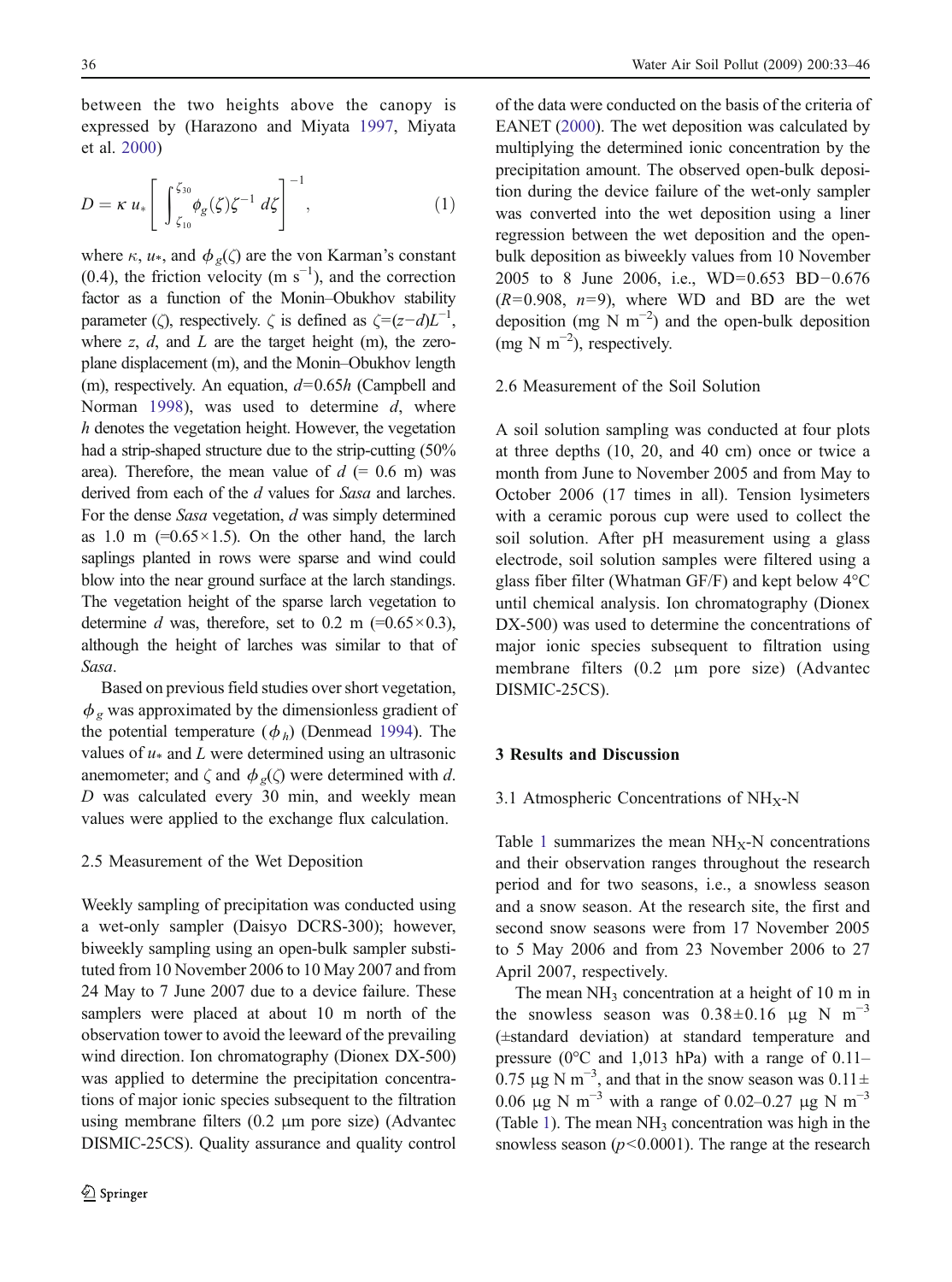between the two heights above the canopy is expressed by (Harazono and Miyata 1997, Miyata et al. 2000)

$$D = \kappa\, u_* \left[ \int_{\zeta_{10}}^{\zeta_{30}} \phi_g(\zeta)\zeta^{-1}\, d\zeta \right]^{-1}, \tag{1}$$

where $\kappa$, $u_*$, and $\phi_g(\zeta)$ are the von Karman's constant (0.4), the friction velocity (m $s^{-1}$), and the correction factor as a function of the Monin–Obukhov stability parameter ($\zeta$), respectively. $\zeta$ is defined as $\zeta=(z-d)L^{-1}$, where $z$, $d$, and $L$ are the target height (m), the zero-plane displacement (m), and the Monin–Obukhov length (m), respectively. An equation, $d=0.65h$ (Campbell and Norman 1998), was used to determine $d$, where $h$ denotes the vegetation height. However, the vegetation had a strip-shaped structure due to the strip-cutting (50% area). Therefore, the mean value of $d$ (= 0.6 m) was derived from each of the $d$ values for *Sasa* and larches. For the dense *Sasa* vegetation, $d$ was simply determined as 1.0 m ($=0.65\times1.5$). On the other hand, the larch saplings planted in rows were sparse and wind could blow into the near ground surface at the larch standings. The vegetation height of the sparse larch vegetation to determine $d$ was, therefore, set to 0.2 m ($=0.65\times0.3$), although the height of larches was similar to that of *Sasa*.

Based on previous field studies over short vegetation, $\phi_g$ was approximated by the dimensionless gradient of the potential temperature ($\phi_h$) (Denmead 1994). The values of $u_*$ and $L$ were determined using an ultrasonic anemometer; and $\zeta$ and $\phi_g(\zeta)$ were determined with $d$. $D$ was calculated every 30 min, and weekly mean values were applied to the exchange flux calculation.

### 2.5 Measurement of the Wet Deposition

Weekly sampling of precipitation was conducted using a wet-only sampler (Daisyo DCRS-300); however, biweekly sampling using an open-bulk sampler substituted from 10 November 2006 to 10 May 2007 and from 24 May to 7 June 2007 due to a device failure. These samplers were placed at about 10 m north of the observation tower to avoid the leeward of the prevailing wind direction. Ion chromatography (Dionex DX-500) was applied to determine the precipitation concentrations of major ionic species subsequent to the filtration using membrane filters (0.2 μm pore size) (Advantec DISMIC-25CS). Quality assurance and quality control of the data were conducted on the basis of the criteria of EANET (2000). The wet deposition was calculated by multiplying the determined ionic concentration by the precipitation amount. The observed open-bulk deposition during the device failure of the wet-only sampler was converted into the wet deposition using a liner regression between the wet deposition and the open-bulk deposition as biweekly values from 10 November 2005 to 8 June 2006, i.e., $WD=0.653\ BD-0.676$ ($R=0.908$, $n=9$), where WD and BD are the wet deposition (mg N $m^{-2}$) and the open-bulk deposition (mg N $m^{-2}$), respectively.

### 2.6 Measurement of the Soil Solution

A soil solution sampling was conducted at four plots at three depths (10, 20, and 40 cm) once or twice a month from June to November 2005 and from May to October 2006 (17 times in all). Tension lysimeters with a ceramic porous cup were used to collect the soil solution. After pH measurement using a glass electrode, soil solution samples were filtered using a glass fiber filter (Whatman GF/F) and kept below 4°C until chemical analysis. Ion chromatography (Dionex DX-500) was used to determine the concentrations of major ionic species subsequent to filtration using membrane filters (0.2 μm pore size) (Advantec DISMIC-25CS).

## 3 Results and Discussion

### 3.1 Atmospheric Concentrations of $NH_X$-N

Table 1 summarizes the mean $NH_X$-N concentrations and their observation ranges throughout the research period and for two seasons, i.e., a snowless season and a snow season. At the research site, the first and second snow seasons were from 17 November 2005 to 5 May 2006 and from 23 November 2006 to 27 April 2007, respectively.

The mean $NH_3$ concentration at a height of 10 m in the snowless season was $0.38\pm0.16$ μg N $m^{-3}$ (±standard deviation) at standard temperature and pressure (0°C and 1,013 hPa) with a range of 0.11–0.75 μg N $m^{-3}$, and that in the snow season was $0.11\pm0.06$ μg N $m^{-3}$ with a range of 0.02–0.27 μg N $m^{-3}$ (Table 1). The mean $NH_3$ concentration was high in the snowless season ($p<0.0001$). The range at the research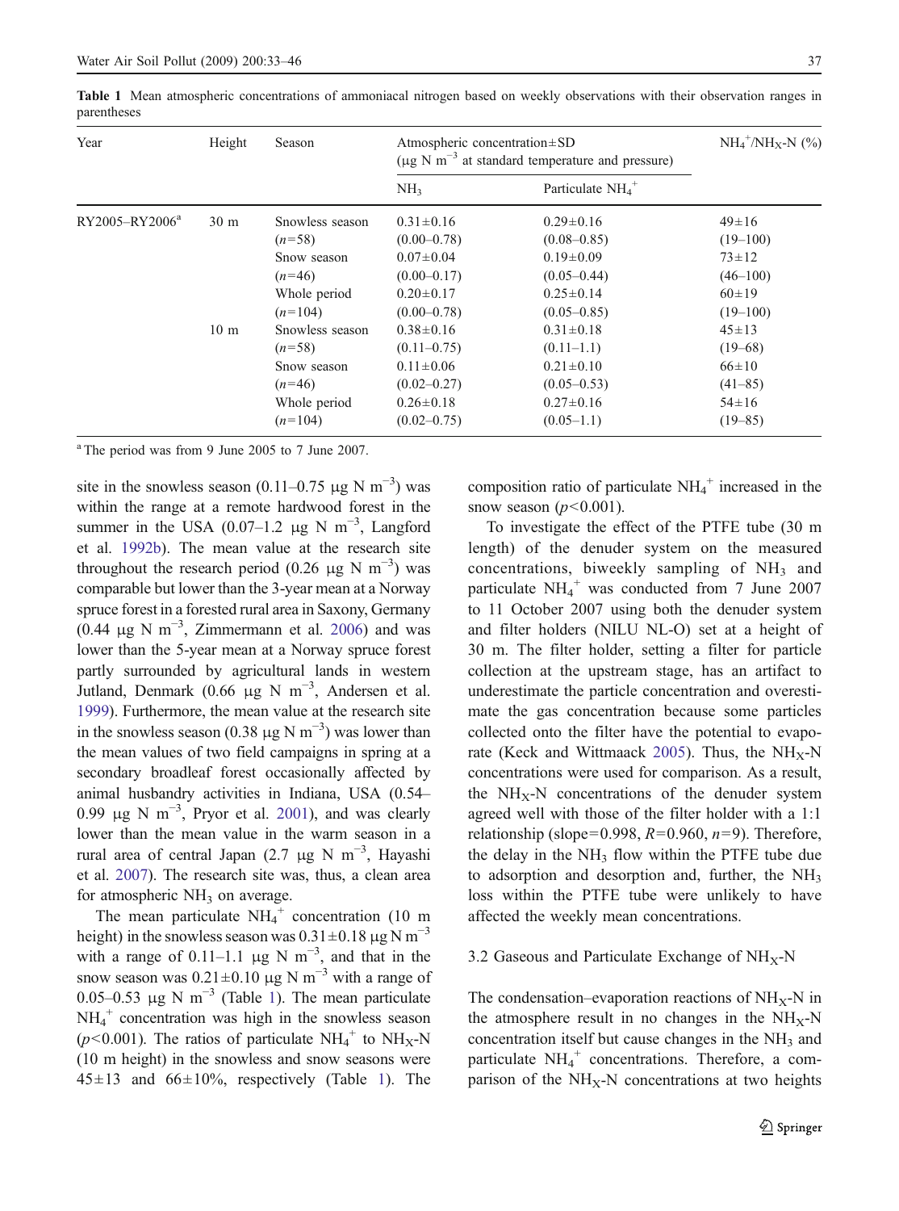Table 1 Mean atmospheric concentrations of ammoniacal nitrogen based on weekly observations with their observation ranges in parentheses

| Year | Height | Season | Atmospheric concentration±SD ($\mu$g N m$^{-3}$ at standard temperature and pressure) | | $NH_4^+/NH_X$-N (%) |
|---|---|---|---|---|---|
| | | | $NH_3$ | Particulate $NH_4^+$ | |
| RY2005–RY2006[a] | 30 m | Snowless season ($n$=58) | 0.31±0.16 (0.00–0.78) | 0.29±0.16 (0.08–0.85) | 49±16 (19–100) |
| | | Snow season ($n$=46) | 0.07±0.04 (0.00–0.17) | 0.19±0.09 (0.05–0.44) | 73±12 (46–100) |
| | | Whole period ($n$=104) | 0.20±0.17 (0.00–0.78) | 0.25±0.14 (0.05–0.85) | 60±19 (19–100) |
| | 10 m | Snowless season ($n$=58) | 0.38±0.16 (0.11–0.75) | 0.31±0.18 (0.11–1.1) | 45±13 (19–68) |
| | | Snow season ($n$=46) | 0.11±0.06 (0.02–0.27) | 0.21±0.10 (0.05–0.53) | 66±10 (41–85) |
| | | Whole period ($n$=104) | 0.26±0.18 (0.02–0.75) | 0.27±0.16 (0.05–1.1) | 54±16 (19–85) |

[a] The period was from 9 June 2005 to 7 June 2007.

site in the snowless season (0.11–0.75 $\mu$g N m$^{-3}$) was within the range at a remote hardwood forest in the summer in the USA (0.07–1.2 $\mu$g N m$^{-3}$, Langford et al. 1992b). The mean value at the research site throughout the research period (0.26 $\mu$g N m$^{-3}$) was comparable but lower than the 3-year mean at a Norway spruce forest in a forested rural area in Saxony, Germany (0.44 $\mu$g N m$^{-3}$, Zimmermann et al. 2006) and was lower than the 5-year mean at a Norway spruce forest partly surrounded by agricultural lands in western Jutland, Denmark (0.66 $\mu$g N m$^{-3}$, Andersen et al. 1999). Furthermore, the mean value at the research site in the snowless season (0.38 $\mu$g N m$^{-3}$) was lower than the mean values of two field campaigns in spring at a secondary broadleaf forest occasionally affected by animal husbandry activities in Indiana, USA (0.54–0.99 $\mu$g N m$^{-3}$, Pryor et al. 2001), and was clearly lower than the mean value in the warm season in a rural area of central Japan (2.7 $\mu$g N m$^{-3}$, Hayashi et al. 2007). The research site was, thus, a clean area for atmospheric $NH_3$ on average.

The mean particulate $NH_4^+$ concentration (10 m height) in the snowless season was 0.31±0.18 $\mu$g N m$^{-3}$ with a range of 0.11–1.1 $\mu$g N m$^{-3}$, and that in the snow season was 0.21±0.10 $\mu$g N m$^{-3}$ with a range of 0.05–0.53 $\mu$g N m$^{-3}$ (Table 1). The mean particulate $NH_4^+$ concentration was high in the snowless season ($p$<0.001). The ratios of particulate $NH_4^+$ to $NH_X$-N (10 m height) in the snowless and snow seasons were 45±13 and 66±10%, respectively (Table 1). The composition ratio of particulate $NH_4^+$ increased in the snow season ($p$<0.001).

To investigate the effect of the PTFE tube (30 m length) of the denuder system on the measured concentrations, biweekly sampling of $NH_3$ and particulate $NH_4^+$ was conducted from 7 June 2007 to 11 October 2007 using both the denuder system and filter holders (NILU NL-O) set at a height of 30 m. The filter holder, setting a filter for particle collection at the upstream stage, has an artifact to underestimate the particle concentration and overestimate the gas concentration because some particles collected onto the filter have the potential to evaporate (Keck and Wittmaack 2005). Thus, the $NH_X$-N concentrations were used for comparison. As a result, the $NH_X$-N concentrations of the denuder system agreed well with those of the filter holder with a 1:1 relationship (slope=0.998, $R$=0.960, $n$=9). Therefore, the delay in the $NH_3$ flow within the PTFE tube due to adsorption and desorption and, further, the $NH_3$ loss within the PTFE tube were unlikely to have affected the weekly mean concentrations.

### 3.2 Gaseous and Particulate Exchange of $NH_X$-N

The condensation–evaporation reactions of $NH_X$-N in the atmosphere result in no changes in the $NH_X$-N concentration itself but cause changes in the $NH_3$ and particulate $NH_4^+$ concentrations. Therefore, a comparison of the $NH_X$-N concentrations at two heights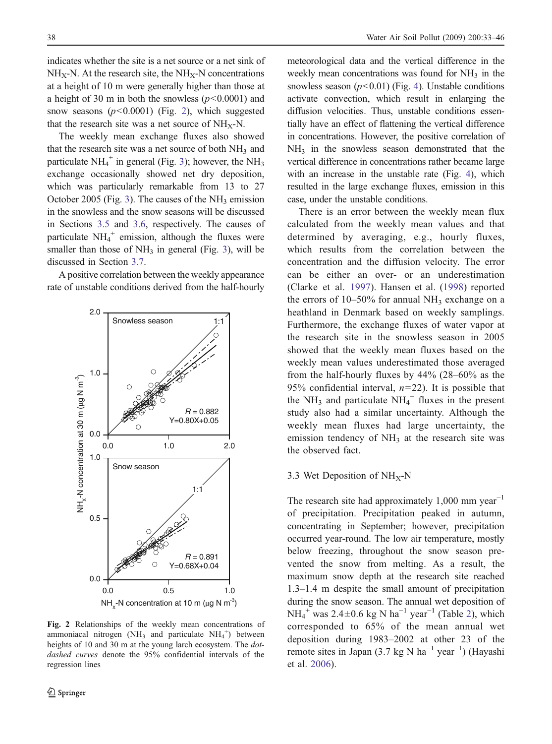indicates whether the site is a net source or a net sink of $NH_X$-N. At the research site, the $NH_X$-N concentrations at a height of 10 m were generally higher than those at a height of 30 m in both the snowless ($p<0.0001$) and snow seasons ($p<0.0001$) (Fig. 2), which suggested that the research site was a net source of $NH_X$-N.

The weekly mean exchange fluxes also showed that the research site was a net source of both $NH_3$ and particulate $NH_4^+$ in general (Fig. 3); however, the $NH_3$ exchange occasionally showed net dry deposition, which was particularly remarkable from 13 to 27 October 2005 (Fig. 3). The causes of the $NH_3$ emission in the snowless and the snow seasons will be discussed in Sections 3.5 and 3.6, respectively. The causes of particulate $NH_4^+$ emission, although the fluxes were smaller than those of $NH_3$ in general (Fig. 3), will be discussed in Section 3.7.

A positive correlation between the weekly appearance rate of unstable conditions derived from the half-hourly meteorological data and the vertical difference in the weekly mean concentrations was found for $NH_3$ in the snowless season ($p<0.01$) (Fig. 4). Unstable conditions activate convection, which result in enlarging the diffusion velocities. Thus, unstable conditions essentially have an effect of flattening the vertical difference in concentrations. However, the positive correlation of $NH_3$ in the snowless season demonstrated that the vertical difference in concentrations rather became large with an increase in the unstable rate (Fig. 4), which resulted in the large exchange fluxes, emission in this case, under the unstable conditions.

**Fig. 2** Relationships of the weekly mean concentrations of ammoniacal nitrogen ($NH_3$ and particulate $NH_4^+$) between heights of 10 and 30 m at the young larch ecosystem. The *dot-dashed curves* denote the 95% confidential intervals of the regression lines

There is an error between the weekly mean flux calculated from the weekly mean values and that determined by averaging, e.g., hourly fluxes, which results from the correlation between the concentration and the diffusion velocity. The error can be either an over- or an underestimation (Clarke et al. 1997). Hansen et al. (1998) reported the errors of 10–50% for annual $NH_3$ exchange on a heathland in Denmark based on weekly samplings. Furthermore, the exchange fluxes of water vapor at the research site in the snowless season in 2005 showed that the weekly mean fluxes based on the weekly mean values underestimated those averaged from the half-hourly fluxes by 44% (28–60% as the 95% confidential interval, $n=22$). It is possible that the $NH_3$ and particulate $NH_4^+$ fluxes in the present study also had a similar uncertainty. Although the weekly mean fluxes had large uncertainty, the emission tendency of $NH_3$ at the research site was the observed fact.

### 3.3 Wet Deposition of $NH_X$-N

The research site had approximately 1,000 mm year$^{-1}$ of precipitation. Precipitation peaked in autumn, concentrating in September; however, precipitation occurred year-round. The low air temperature, mostly below freezing, throughout the snow season prevented the snow from melting. As a result, the maximum snow depth at the research site reached 1.3–1.4 m despite the small amount of precipitation during the snow season. The annual wet deposition of $NH_4^+$ was 2.4±0.6 kg N ha$^{-1}$ year$^{-1}$ (Table 2), which corresponded to 65% of the mean annual wet deposition during 1983–2002 at other 23 of the remote sites in Japan (3.7 kg N ha$^{-1}$ year$^{-1}$) (Hayashi et al. 2006).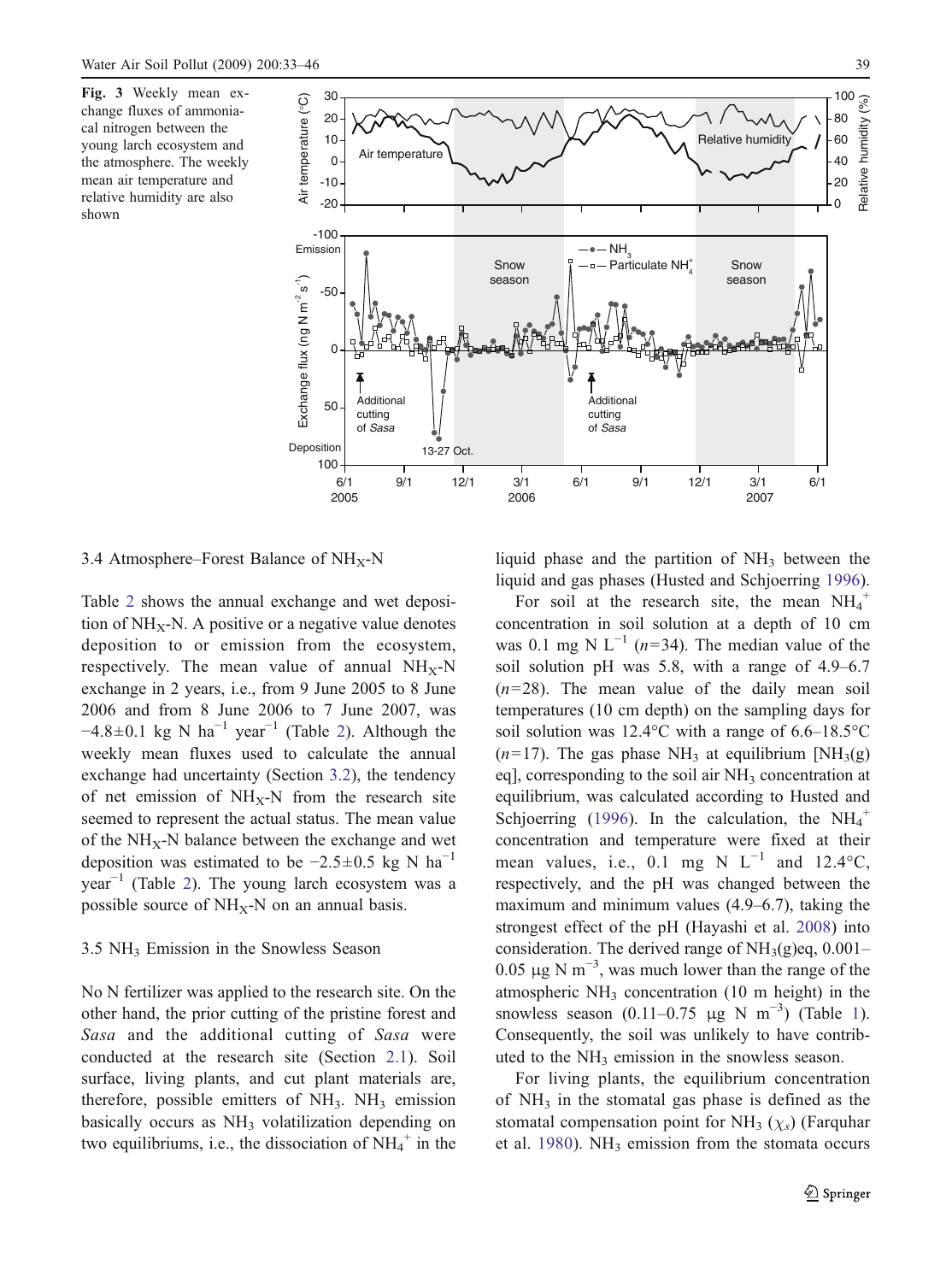**Fig. 3** Weekly mean exchange fluxes of ammoniacal nitrogen between the young larch ecosystem and the atmosphere. The weekly mean air temperature and relative humidity are also shown

### 3.4 Atmosphere–Forest Balance of $NH_X$-N

Table 2 shows the annual exchange and wet deposition of $NH_X$-N. A positive or a negative value denotes deposition to or emission from the ecosystem, respectively. The mean value of annual $NH_X$-N exchange in 2 years, i.e., from 9 June 2005 to 8 June 2006 and from 8 June 2006 to 7 June 2007, was $-4.8 \pm 0.1$ kg N ha$^{-1}$ year$^{-1}$ (Table 2). Although the weekly mean fluxes used to calculate the annual exchange had uncertainty (Section 3.2), the tendency of net emission of $NH_X$-N from the research site seemed to represent the actual status. The mean value of the $NH_X$-N balance between the exchange and wet deposition was estimated to be $-2.5 \pm 0.5$ kg N ha$^{-1}$ year$^{-1}$ (Table 2). The young larch ecosystem was a possible source of $NH_X$-N on an annual basis.

### 3.5 $NH_3$ Emission in the Snowless Season

No N fertilizer was applied to the research site. On the other hand, the prior cutting of the pristine forest and *Sasa* and the additional cutting of *Sasa* were conducted at the research site (Section 2.1). Soil surface, living plants, and cut plant materials are, therefore, possible emitters of $NH_3$. $NH_3$ emission basically occurs as $NH_3$ volatilization depending on two equilibriums, i.e., the dissociation of $NH_4^+$ in the liquid phase and the partition of $NH_3$ between the liquid and gas phases (Husted and Schjoerring 1996).

For soil at the research site, the mean $NH_4^+$ concentration in soil solution at a depth of 10 cm was 0.1 mg N L$^{-1}$ ($n$=34). The median value of the soil solution pH was 5.8, with a range of 4.9–6.7 ($n$=28). The mean value of the daily mean soil temperatures (10 cm depth) on the sampling days for soil solution was 12.4°C with a range of 6.6–18.5°C ($n$=17). The gas phase $NH_3$ at equilibrium [$NH_3$(g) eq], corresponding to the soil air $NH_3$ concentration at equilibrium, was calculated according to Husted and Schjoerring (1996). In the calculation, the $NH_4^+$ concentration and temperature were fixed at their mean values, i.e., 0.1 mg N L$^{-1}$ and 12.4°C, respectively, and the pH was changed between the maximum and minimum values (4.9–6.7), taking the strongest effect of the pH (Hayashi et al. 2008) into consideration. The derived range of $NH_3$(g)eq, 0.001–0.05 µg N m$^{-3}$, was much lower than the range of the atmospheric $NH_3$ concentration (10 m height) in the snowless season (0.11–0.75 µg N m$^{-3}$) (Table 1). Consequently, the soil was unlikely to have contributed to the $NH_3$ emission in the snowless season.

For living plants, the equilibrium concentration of $NH_3$ in the stomatal gas phase is defined as the stomatal compensation point for $NH_3$ ($\chi_s$) (Farquhar et al. 1980). $NH_3$ emission from the stomata occurs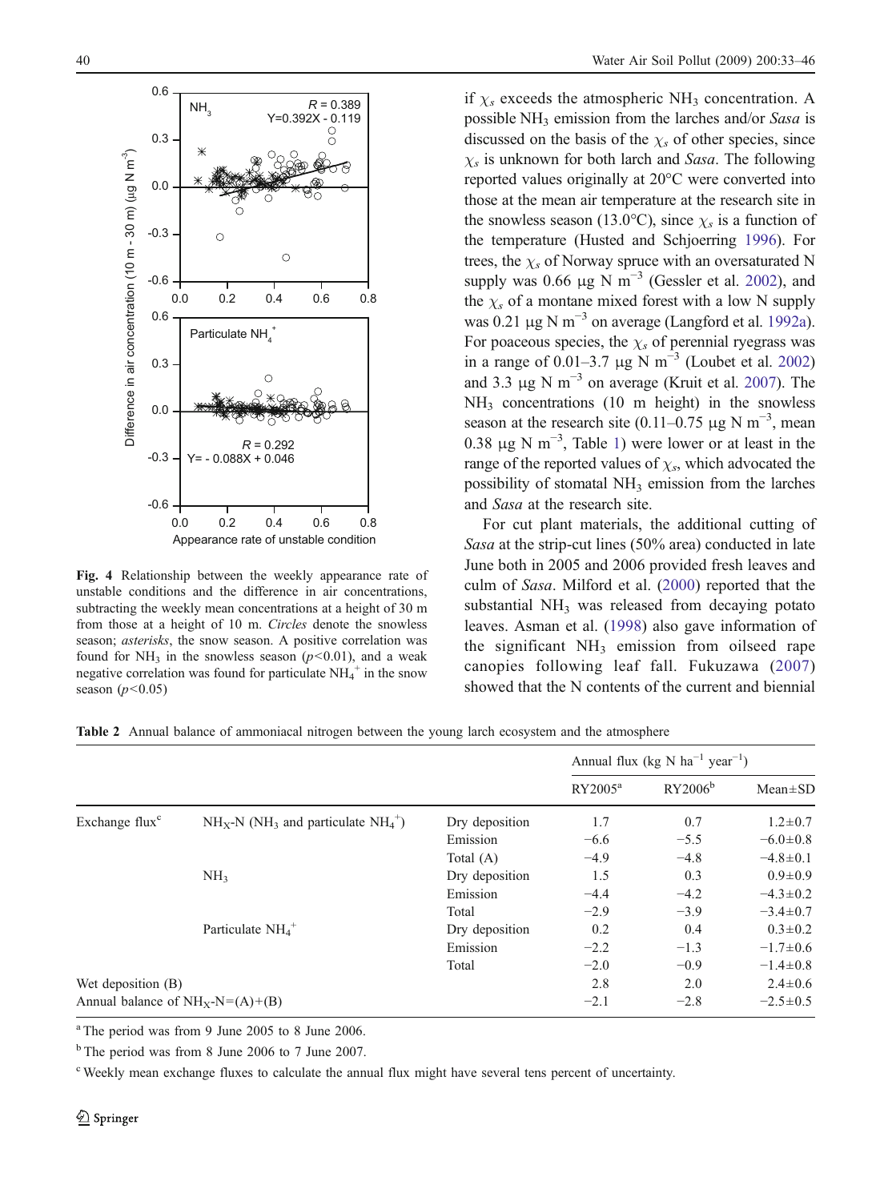Fig. 4 Relationship between the weekly appearance rate of unstable conditions and the difference in air concentrations, subtracting the weekly mean concentrations at a height of 30 m from those at a height of 10 m. *Circles* denote the snowless season; *asterisks*, the snow season. A positive correlation was found for $NH_3$ in the snowless season ($p<0.01$), and a weak negative correlation was found for particulate $NH_4^+$ in the snow season ($p<0.05$)

if $\chi_s$ exceeds the atmospheric $NH_3$ concentration. A possible $NH_3$ emission from the larches and/or *Sasa* is discussed on the basis of the $\chi_s$ of other species, since $\chi_s$ is unknown for both larch and *Sasa*. The following reported values originally at 20°C were converted into those at the mean air temperature at the research site in the snowless season (13.0°C), since $\chi_s$ is a function of the temperature (Husted and Schjoerring 1996). For trees, the $\chi_s$ of Norway spruce with an oversaturated N supply was 0.66 μg N $m^{-3}$ (Gessler et al. 2002), and the $\chi_s$ of a montane mixed forest with a low N supply was 0.21 μg N $m^{-3}$ on average (Langford et al. 1992a). For poaceous species, the $\chi_s$ of perennial ryegrass was in a range of 0.01–3.7 μg N $m^{-3}$ (Loubet et al. 2002) and 3.3 μg N $m^{-3}$ on average (Kruit et al. 2007). The $NH_3$ concentrations (10 m height) in the snowless season at the research site (0.11–0.75 μg N $m^{-3}$, mean 0.38 μg N $m^{-3}$, Table 1) were lower or at least in the range of the reported values of $\chi_s$, which advocated the possibility of stomatal $NH_3$ emission from the larches and *Sasa* at the research site.

For cut plant materials, the additional cutting of *Sasa* at the strip-cut lines (50% area) conducted in late June both in 2005 and 2006 provided fresh leaves and culm of *Sasa*. Milford et al. (2000) reported that the substantial $NH_3$ was released from decaying potato leaves. Asman et al. (1998) also gave information of the significant $NH_3$ emission from oilseed rape canopies following leaf fall. Fukuzawa (2007) showed that the N contents of the current and biennial

Table 2 Annual balance of ammoniacal nitrogen between the young larch ecosystem and the atmosphere

| | | | Annual flux (kg N $ha^{-1}$ $year^{-1}$) | | |
|---|---|---|---|---|---|
| | | | RY2005[a] | RY2006[b] | Mean±SD |
| Exchange flux[c] | $NH_X$-N ($NH_3$ and particulate $NH_4^+$) | Dry deposition | 1.7 | 0.7 | 1.2±0.7 |
| | | Emission | −6.6 | −5.5 | −6.0±0.8 |
| | | Total (A) | −4.9 | −4.8 | −4.8±0.1 |
| | $NH_3$ | Dry deposition | 1.5 | 0.3 | 0.9±0.9 |
| | | Emission | −4.4 | −4.2 | −4.3±0.2 |
| | | Total | −2.9 | −3.9 | −3.4±0.7 |
| | Particulate $NH_4^+$ | Dry deposition | 0.2 | 0.4 | 0.3±0.2 |
| | | Emission | −2.2 | −1.3 | −1.7±0.6 |
| | | Total | −2.0 | −0.9 | −1.4±0.8 |
| Wet deposition (B) | | | 2.8 | 2.0 | 2.4±0.6 |
| Annual balance of $NH_X$-N=(A)+(B) | | | −2.1 | −2.8 | −2.5±0.5 |

[a] The period was from 9 June 2005 to 8 June 2006.

[b] The period was from 8 June 2006 to 7 June 2007.

[c] Weekly mean exchange fluxes to calculate the annual flux might have several tens percent of uncertainty.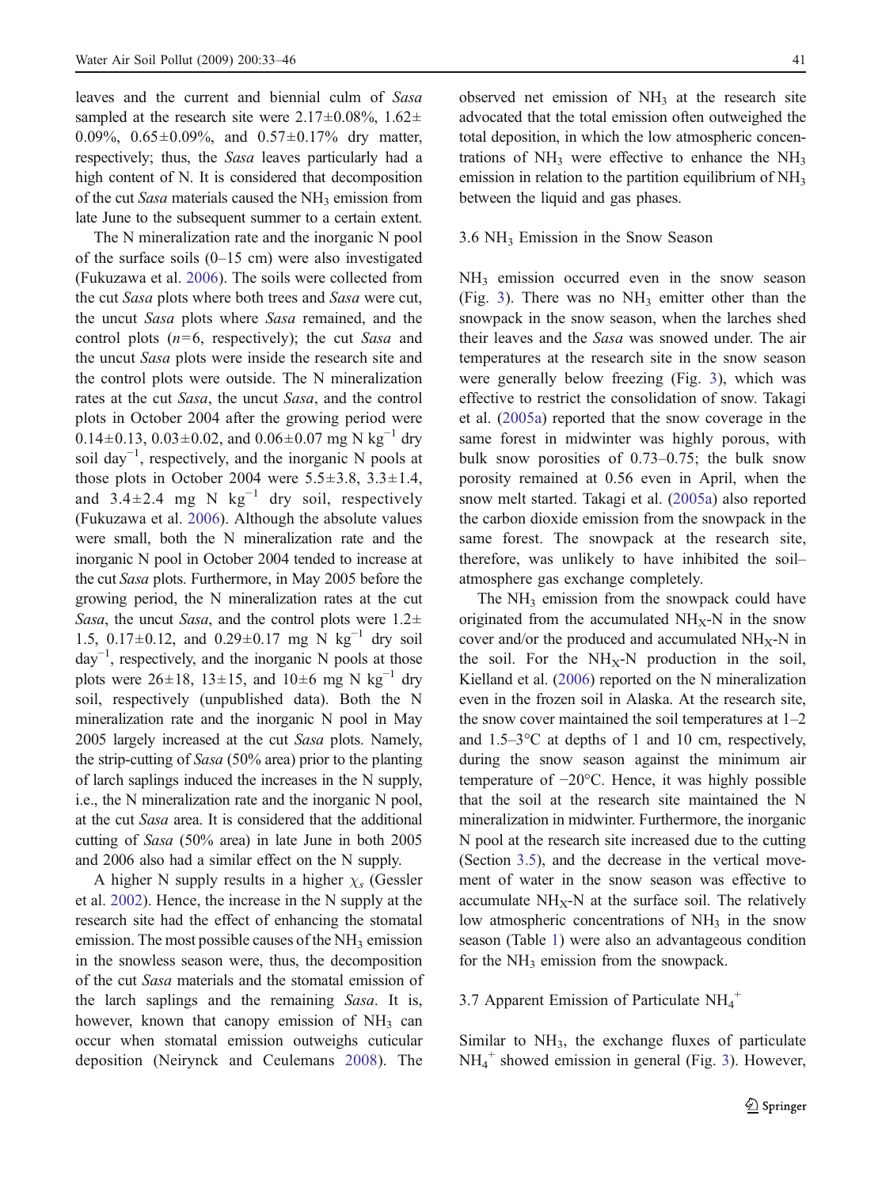leaves and the current and biennial culm of *Sasa* sampled at the research site were 2.17±0.08%, 1.62±0.09%, 0.65±0.09%, and 0.57±0.17% dry matter, respectively; thus, the *Sasa* leaves particularly had a high content of N. It is considered that decomposition of the cut *Sasa* materials caused the $NH_3$ emission from late June to the subsequent summer to a certain extent.

The N mineralization rate and the inorganic N pool of the surface soils (0–15 cm) were also investigated (Fukuzawa et al. 2006). The soils were collected from the cut *Sasa* plots where both trees and *Sasa* were cut, the uncut *Sasa* plots where *Sasa* remained, and the control plots ($n=6$, respectively); the cut *Sasa* and the uncut *Sasa* plots were inside the research site and the control plots were outside. The N mineralization rates at the cut *Sasa*, the uncut *Sasa*, and the control plots in October 2004 after the growing period were 0.14±0.13, 0.03±0.02, and 0.06±0.07 mg N $kg^{-1}$ dry soil $day^{-1}$, respectively, and the inorganic N pools at those plots in October 2004 were 5.5±3.8, 3.3±1.4, and 3.4±2.4 mg N $kg^{-1}$ dry soil, respectively (Fukuzawa et al. 2006). Although the absolute values were small, both the N mineralization rate and the inorganic N pool in October 2004 tended to increase at the cut *Sasa* plots. Furthermore, in May 2005 before the growing period, the N mineralization rates at the cut *Sasa*, the uncut *Sasa*, and the control plots were 1.2±1.5, 0.17±0.12, and 0.29±0.17 mg N $kg^{-1}$ dry soil $day^{-1}$, respectively, and the inorganic N pools at those plots were 26±18, 13±15, and 10±6 mg N $kg^{-1}$ dry soil, respectively (unpublished data). Both the N mineralization rate and the inorganic N pool in May 2005 largely increased at the cut *Sasa* plots. Namely, the strip-cutting of *Sasa* (50% area) prior to the planting of larch saplings induced the increases in the N supply, i.e., the N mineralization rate and the inorganic N pool, at the cut *Sasa* area. It is considered that the additional cutting of *Sasa* (50% area) in late June in both 2005 and 2006 also had a similar effect on the N supply.

A higher N supply results in a higher $\chi_s$ (Gessler et al. 2002). Hence, the increase in the N supply at the research site had the effect of enhancing the stomatal emission. The most possible causes of the $NH_3$ emission in the snowless season were, thus, the decomposition of the cut *Sasa* materials and the stomatal emission of the larch saplings and the remaining *Sasa*. It is, however, known that canopy emission of $NH_3$ can occur when stomatal emission outweighs cuticular deposition (Neirynck and Ceulemans 2008). The observed net emission of $NH_3$ at the research site advocated that the total emission often outweighed the total deposition, in which the low atmospheric concentrations of $NH_3$ were effective to enhance the $NH_3$ emission in relation to the partition equilibrium of $NH_3$ between the liquid and gas phases.

### 3.6 $NH_3$ Emission in the Snow Season

$NH_3$ emission occurred even in the snow season (Fig. 3). There was no $NH_3$ emitter other than the snowpack in the snow season, when the larches shed their leaves and the *Sasa* was snowed under. The air temperatures at the research site in the snow season were generally below freezing (Fig. 3), which was effective to restrict the consolidation of snow. Takagi et al. (2005a) reported that the snow coverage in the same forest in midwinter was highly porous, with bulk snow porosities of 0.73–0.75; the bulk snow porosity remained at 0.56 even in April, when the snow melt started. Takagi et al. (2005a) also reported the carbon dioxide emission from the snowpack in the same forest. The snowpack at the research site, therefore, was unlikely to have inhibited the soil–atmosphere gas exchange completely.

The $NH_3$ emission from the snowpack could have originated from the accumulated $NH_X$-N in the snow cover and/or the produced and accumulated $NH_X$-N in the soil. For the $NH_X$-N production in the soil, Kielland et al. (2006) reported on the N mineralization even in the frozen soil in Alaska. At the research site, the snow cover maintained the soil temperatures at 1–2 and 1.5–3°C at depths of 1 and 10 cm, respectively, during the snow season against the minimum air temperature of −20°C. Hence, it was highly possible that the soil at the research site maintained the N mineralization in midwinter. Furthermore, the inorganic N pool at the research site increased due to the cutting (Section 3.5), and the decrease in the vertical movement of water in the snow season was effective to accumulate $NH_X$-N at the surface soil. The relatively low atmospheric concentrations of $NH_3$ in the snow season (Table 1) were also an advantageous condition for the $NH_3$ emission from the snowpack.

### 3.7 Apparent Emission of Particulate $NH_4^+$

Similar to $NH_3$, the exchange fluxes of particulate $NH_4^+$ showed emission in general (Fig. 3). However,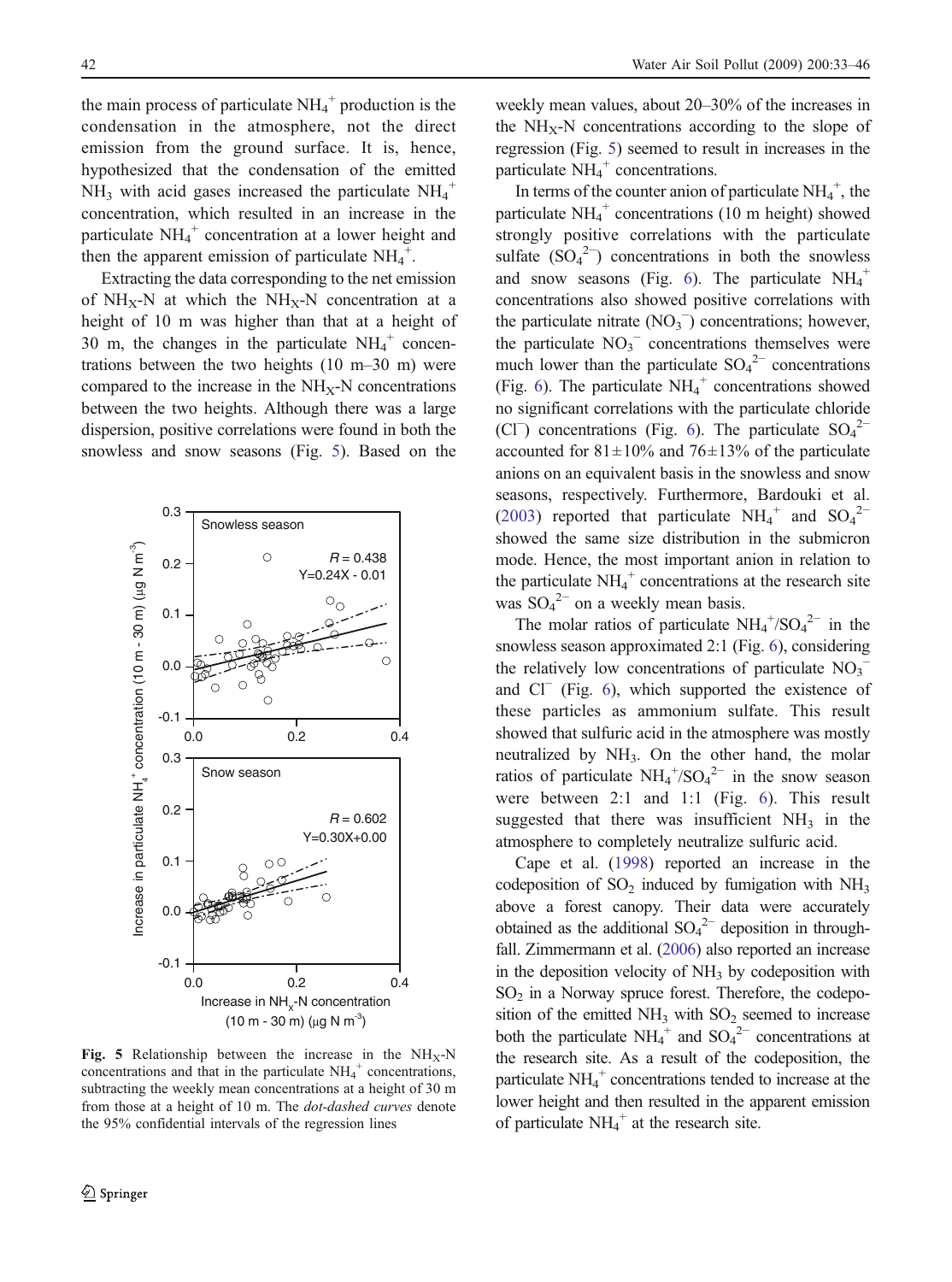the main process of particulate $NH_4^+$ production is the condensation in the atmosphere, not the direct emission from the ground surface. It is, hence, hypothesized that the condensation of the emitted $NH_3$ with acid gases increased the particulate $NH_4^+$ concentration, which resulted in an increase in the particulate $NH_4^+$ concentration at a lower height and then the apparent emission of particulate $NH_4^+$.

Extracting the data corresponding to the net emission of $NH_X$-N at which the $NH_X$-N concentration at a height of 10 m was higher than that at a height of 30 m, the changes in the particulate $NH_4^+$ concentrations between the two heights (10 m–30 m) were compared to the increase in the $NH_X$-N concentrations between the two heights. Although there was a large dispersion, positive correlations were found in both the snowless and snow seasons (Fig. 5). Based on the weekly mean values, about 20–30% of the increases in the $NH_X$-N concentrations according to the slope of regression (Fig. 5) seemed to result in increases in the particulate $NH_4^+$ concentrations.

Fig. 5 Relationship between the increase in the $NH_X$-N concentrations and that in the particulate $NH_4^+$ concentrations, subtracting the weekly mean concentrations at a height of 30 m from those at a height of 10 m. The *dot-dashed curves* denote the 95% confidential intervals of the regression lines

In terms of the counter anion of particulate $NH_4^+$, the particulate $NH_4^+$ concentrations (10 m height) showed strongly positive correlations with the particulate sulfate ($SO_4^{2-}$) concentrations in both the snowless and snow seasons (Fig. 6). The particulate $NH_4^+$ concentrations also showed positive correlations with the particulate nitrate ($NO_3^-$) concentrations; however, the particulate $NO_3^-$ concentrations themselves were much lower than the particulate $SO_4^{2-}$ concentrations (Fig. 6). The particulate $NH_4^+$ concentrations showed no significant correlations with the particulate chloride ($Cl^-$) concentrations (Fig. 6). The particulate $SO_4^{2-}$ accounted for $81 \pm 10\%$ and $76 \pm 13\%$ of the particulate anions on an equivalent basis in the snowless and snow seasons, respectively. Furthermore, Bardouki et al. (2003) reported that particulate $NH_4^+$ and $SO_4^{2-}$ showed the same size distribution in the submicron mode. Hence, the most important anion in relation to the particulate $NH_4^+$ concentrations at the research site was $SO_4^{2-}$ on a weekly mean basis.

The molar ratios of particulate $NH_4^+/SO_4^{2-}$ in the snowless season approximated 2:1 (Fig. 6), considering the relatively low concentrations of particulate $NO_3^-$ and $Cl^-$ (Fig. 6), which supported the existence of these particles as ammonium sulfate. This result showed that sulfuric acid in the atmosphere was mostly neutralized by $NH_3$. On the other hand, the molar ratios of particulate $NH_4^+/SO_4^{2-}$ in the snow season were between 2:1 and 1:1 (Fig. 6). This result suggested that there was insufficient $NH_3$ in the atmosphere to completely neutralize sulfuric acid.

Cape et al. (1998) reported an increase in the codeposition of $SO_2$ induced by fumigation with $NH_3$ above a forest canopy. Their data were accurately obtained as the additional $SO_4^{2-}$ deposition in throughfall. Zimmermann et al. (2006) also reported an increase in the deposition velocity of $NH_3$ by codeposition with $SO_2$ in a Norway spruce forest. Therefore, the codeposition of the emitted $NH_3$ with $SO_2$ seemed to increase both the particulate $NH_4^+$ and $SO_4^{2-}$ concentrations at the research site. As a result of the codeposition, the particulate $NH_4^+$ concentrations tended to increase at the lower height and then resulted in the apparent emission of particulate $NH_4^+$ at the research site.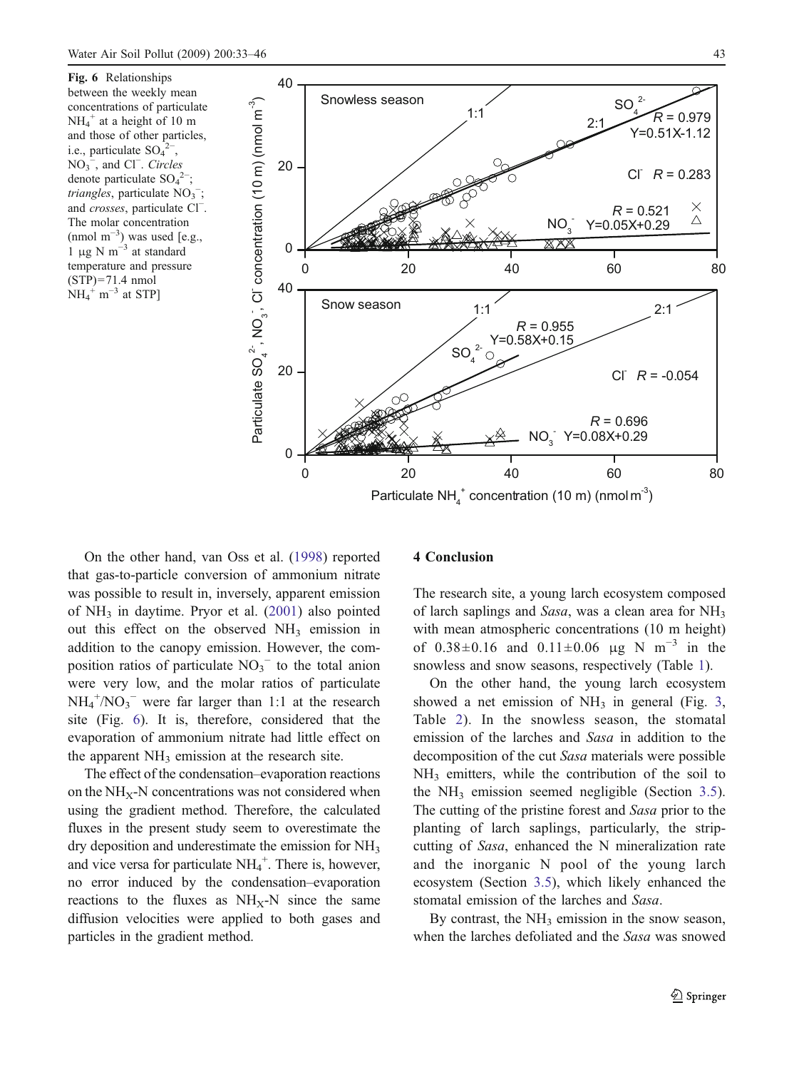Fig. 6 Relationships between the weekly mean concentrations of particulate $NH_4^+$ at a height of 10 m and those of other particles, i.e., particulate $SO_4^{2-}$, $NO_3^-$, and $Cl^-$. *Circles* denote particulate $SO_4^{2-}$; *triangles*, particulate $NO_3^-$; and *crosses*, particulate $Cl^-$. The molar concentration ($nmol\ m^{-3}$) was used [e.g., $1\ \mu g\ N\ m^{-3}$ at standard temperature and pressure (STP)=71.4 nmol $NH_4^+\ m^{-3}$ at STP]

On the other hand, van Oss et al. (1998) reported that gas-to-particle conversion of ammonium nitrate was possible to result in, inversely, apparent emission of $NH_3$ in daytime. Pryor et al. (2001) also pointed out this effect on the observed $NH_3$ emission in addition to the canopy emission. However, the composition ratios of particulate $NO_3^-$ to the total anion were very low, and the molar ratios of particulate $NH_4^+/NO_3^-$ were far larger than 1:1 at the research site (Fig. 6). It is, therefore, considered that the evaporation of ammonium nitrate had little effect on the apparent $NH_3$ emission at the research site.

The effect of the condensation–evaporation reactions on the $NH_X$-N concentrations was not considered when using the gradient method. Therefore, the calculated fluxes in the present study seem to overestimate the dry deposition and underestimate the emission for $NH_3$ and vice versa for particulate $NH_4^+$. There is, however, no error induced by the condensation–evaporation reactions to the fluxes as $NH_X$-N since the same diffusion velocities were applied to both gases and particles in the gradient method.

## 4 Conclusion

The research site, a young larch ecosystem composed of larch saplings and *Sasa*, was a clean area for $NH_3$ with mean atmospheric concentrations (10 m height) of $0.38 \pm 0.16$ and $0.11 \pm 0.06\ \mu g\ N\ m^{-3}$ in the snowless and snow seasons, respectively (Table 1).

On the other hand, the young larch ecosystem showed a net emission of $NH_3$ in general (Fig. 3, Table 2). In the snowless season, the stomatal emission of the larches and *Sasa* in addition to the decomposition of the cut *Sasa* materials were possible $NH_3$ emitters, while the contribution of the soil to the $NH_3$ emission seemed negligible (Section 3.5). The cutting of the pristine forest and *Sasa* prior to the planting of larch saplings, particularly, the strip-cutting of *Sasa*, enhanced the N mineralization rate and the inorganic N pool of the young larch ecosystem (Section 3.5), which likely enhanced the stomatal emission of the larches and *Sasa*.

By contrast, the $NH_3$ emission in the snow season, when the larches defoliated and the *Sasa* was snowed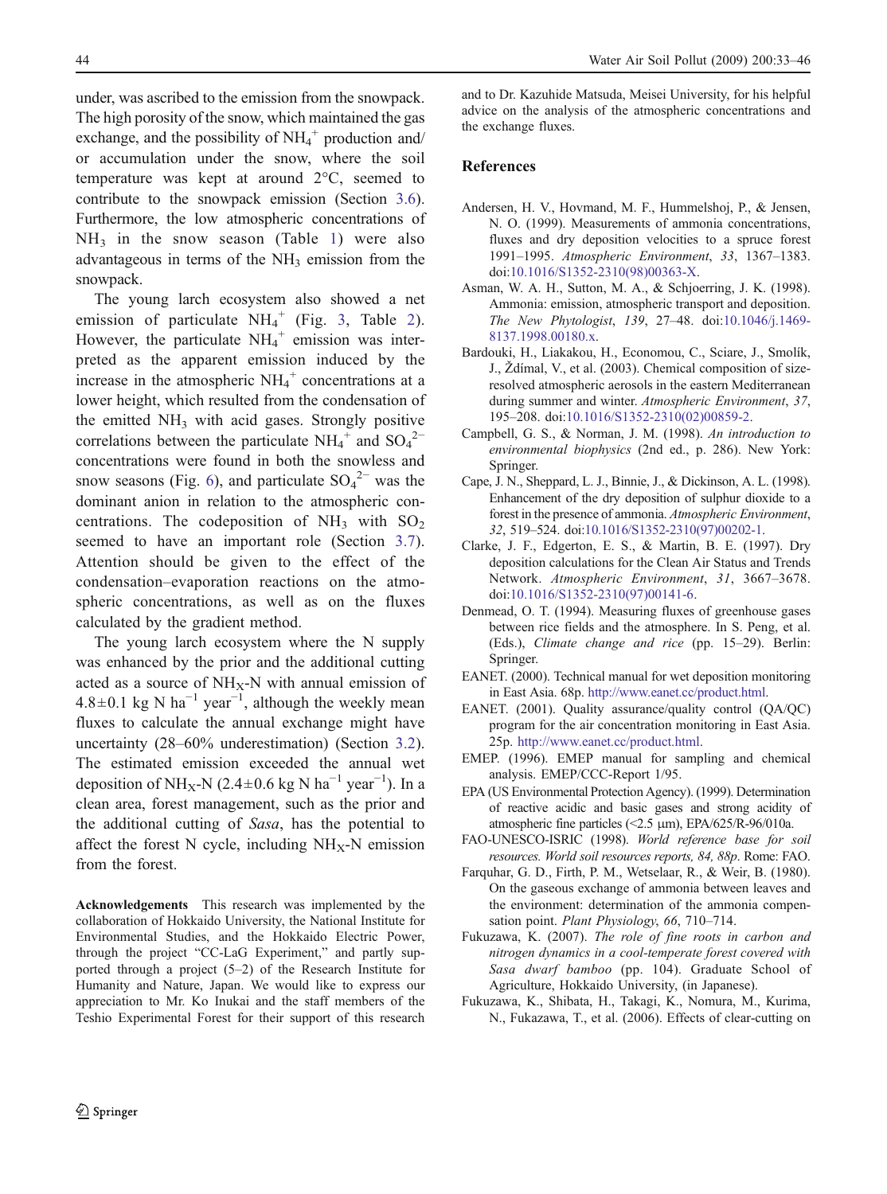under, was ascribed to the emission from the snowpack. The high porosity of the snow, which maintained the gas exchange, and the possibility of $NH_4^+$ production and/or accumulation under the snow, where the soil temperature was kept at around 2°C, seemed to contribute to the snowpack emission (Section 3.6). Furthermore, the low atmospheric concentrations of $NH_3$ in the snow season (Table 1) were also advantageous in terms of the $NH_3$ emission from the snowpack.

The young larch ecosystem also showed a net emission of particulate $NH_4^+$ (Fig. 3, Table 2). However, the particulate $NH_4^+$ emission was interpreted as the apparent emission induced by the increase in the atmospheric $NH_4^+$ concentrations at a lower height, which resulted from the condensation of the emitted $NH_3$ with acid gases. Strongly positive correlations between the particulate $NH_4^+$ and $SO_4^{2-}$ concentrations were found in both the snowless and snow seasons (Fig. 6), and particulate $SO_4^{2-}$ was the dominant anion in relation to the atmospheric concentrations. The codeposition of $NH_3$ with $SO_2$ seemed to have an important role (Section 3.7). Attention should be given to the effect of the condensation–evaporation reactions on the atmospheric concentrations, as well as on the fluxes calculated by the gradient method.

The young larch ecosystem where the N supply was enhanced by the prior and the additional cutting acted as a source of $NH_X$-N with annual emission of $4.8 \pm 0.1$ kg N ha$^{-1}$ year$^{-1}$, although the weekly mean fluxes to calculate the annual exchange might have uncertainty (28–60% underestimation) (Section 3.2). The estimated emission exceeded the annual wet deposition of $NH_X$-N ($2.4 \pm 0.6$ kg N ha$^{-1}$ year$^{-1}$). In a clean area, forest management, such as the prior and the additional cutting of *Sasa*, has the potential to affect the forest N cycle, including $NH_X$-N emission from the forest.

**Acknowledgements** This research was implemented by the collaboration of Hokkaido University, the National Institute for Environmental Studies, and the Hokkaido Electric Power, through the project "CC-LaG Experiment," and partly supported through a project (5–2) of the Research Institute for Humanity and Nature, Japan. We would like to express our appreciation to Mr. Ko Inukai and the staff members of the Teshio Experimental Forest for their support of this research and to Dr. Kazuhide Matsuda, Meisei University, for his helpful advice on the analysis of the atmospheric concentrations and the exchange fluxes.

## References

Andersen, H. V., Hovmand, M. F., Hummelshoj, P., & Jensen, N. O. (1999). Measurements of ammonia concentrations, fluxes and dry deposition velocities to a spruce forest 1991–1995. *Atmospheric Environment*, *33*, 1367–1383. doi:10.1016/S1352-2310(98)00363-X.

Asman, W. A. H., Sutton, M. A., & Schjoerring, J. K. (1998). Ammonia: emission, atmospheric transport and deposition. *The New Phytologist*, *139*, 27–48. doi:10.1046/j.1469-8137.1998.00180.x.

Bardouki, H., Liakakou, H., Economou, C., Sciare, J., Smolík, J., Ždímal, V., et al. (2003). Chemical composition of size-resolved atmospheric aerosols in the eastern Mediterranean during summer and winter. *Atmospheric Environment*, *37*, 195–208. doi:10.1016/S1352-2310(02)00859-2.

Campbell, G. S., & Norman, J. M. (1998). *An introduction to environmental biophysics* (2nd ed., p. 286). New York: Springer.

Cape, J. N., Sheppard, L. J., Binnie, J., & Dickinson, A. L. (1998). Enhancement of the dry deposition of sulphur dioxide to a forest in the presence of ammonia. *Atmospheric Environment*, *32*, 519–524. doi:10.1016/S1352-2310(97)00202-1.

Clarke, J. F., Edgerton, E. S., & Martin, B. E. (1997). Dry deposition calculations for the Clean Air Status and Trends Network. *Atmospheric Environment*, *31*, 3667–3678. doi:10.1016/S1352-2310(97)00141-6.

Denmead, O. T. (1994). Measuring fluxes of greenhouse gases between rice fields and the atmosphere. In S. Peng, et al. (Eds.), *Climate change and rice* (pp. 15–29). Berlin: Springer.

EANET. (2000). Technical manual for wet deposition monitoring in East Asia. 68p. http://www.eanet.cc/product.html.

EANET. (2001). Quality assurance/quality control (QA/QC) program for the air concentration monitoring in East Asia. 25p. http://www.eanet.cc/product.html.

EMEP. (1996). EMEP manual for sampling and chemical analysis. EMEP/CCC-Report 1/95.

EPA (US Environmental Protection Agency). (1999). Determination of reactive acidic and basic gases and strong acidity of atmospheric fine particles (<2.5 μm), EPA/625/R-96/010a.

FAO-UNESCO-ISRIC (1998). *World reference base for soil resources. World soil resources reports, 84, 88p*. Rome: FAO.

Farquhar, G. D., Firth, P. M., Wetselaar, R., & Weir, B. (1980). On the gaseous exchange of ammonia between leaves and the environment: determination of the ammonia compensation point. *Plant Physiology*, *66*, 710–714.

Fukuzawa, K. (2007). *The role of fine roots in carbon and nitrogen dynamics in a cool-temperate forest covered with Sasa dwarf bamboo* (pp. 104). Graduate School of Agriculture, Hokkaido University, (in Japanese).

Fukuzawa, K., Shibata, H., Takagi, K., Nomura, M., Kurima, N., Fukazawa, T., et al. (2006). Effects of clear-cutting on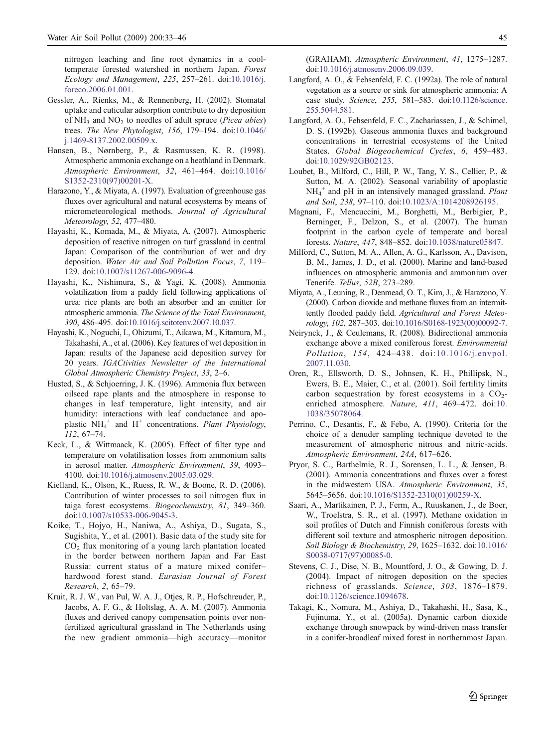nitrogen leaching and fine root dynamics in a cool-temperate forested watershed in northern Japan. *Forest Ecology and Management*, *225*, 257–261. doi:10.1016/j.foreco.2006.01.001.

Gessler, A., Rienks, M., & Rennenberg, H. (2002). Stomatal uptake and cuticular adsorption contribute to dry deposition of $NH_3$ and $NO_2$ to needles of adult spruce (*Picea abies*) trees. *The New Phytologist*, *156*, 179–194. doi:10.1046/j.1469-8137.2002.00509.x.

Hansen, B., Nørnberg, P., & Rasmussen, K. R. (1998). Atmospheric ammonia exchange on a heathland in Denmark. *Atmospheric Environment*, *32*, 461–464. doi:10.1016/S1352-2310(97)00201-X.

Harazono, Y., & Miyata, A. (1997). Evaluation of greenhouse gas fluxes over agricultural and natural ecosystems by means of micrometeorological methods. *Journal of Agricultural Meteorology*, *52*, 477–480.

Hayashi, K., Komada, M., & Miyata, A. (2007). Atmospheric deposition of reactive nitrogen on turf grassland in central Japan: Comparison of the contribution of wet and dry deposition. *Water Air and Soil Pollution Focus*, *7*, 119–129. doi:10.1007/s11267-006-9096-4.

Hayashi, K., Nishimura, S., & Yagi, K. (2008). Ammonia volatilization from a paddy field following applications of urea: rice plants are both an absorber and an emitter for atmospheric ammonia. *The Science of the Total Environment*, *390*, 486–495. doi:10.1016/j.scitotenv.2007.10.037.

Hayashi, K., Noguchi, I., Ohizumi, T., Aikawa, M., Kitamura, M., Takahashi, A., et al. (2006). Key features of wet deposition in Japan: results of the Japanese acid deposition survey for 20 years. *IGACtivities Newsletter of the International Global Atmospheric Chemistry Project*, *33*, 2–6.

Husted, S., & Schjoerring, J. K. (1996). Ammonia flux between oilseed rape plants and the atmosphere in response to changes in leaf temperature, light intensity, and air humidity: interactions with leaf conductance and apoplastic $NH_4^+$ and $H^+$ concentrations. *Plant Physiology*, *112*, 67–74.

Keck, L., & Wittmaack, K. (2005). Effect of filter type and temperature on volatilisation losses from ammonium salts in aerosol matter. *Atmospheric Environment*, *39*, 4093–4100. doi:10.1016/j.atmosenv.2005.03.029.

Kielland, K., Olson, K., Ruess, R. W., & Boone, R. D. (2006). Contribution of winter processes to soil nitrogen flux in taiga forest ecosystems. *Biogeochemistry*, *81*, 349–360. doi:10.1007/s10533-006-9045-3.

Koike, T., Hojyo, H., Naniwa, A., Ashiya, D., Sugata, S., Sugishita, Y., et al. (2001). Basic data of the study site for $CO_2$ flux monitoring of a young larch plantation located in the border between northern Japan and Far East Russia: current status of a mature mixed conifer–hardwood forest stand. *Eurasian Journal of Forest Research*, *2*, 65–79.

Kruit, R. J. W., van Pul, W. A. J., Otjes, R. P., Hofschreuder, P., Jacobs, A. F. G., & Holtslag, A. A. M. (2007). Ammonia fluxes and derived canopy compensation points over non-fertilized agricultural grassland in The Netherlands using the new gradient ammonia—high accuracy—monitor (GRAHAM). *Atmospheric Environment*, *41*, 1275–1287. doi:10.1016/j.atmosenv.2006.09.039.

Langford, A. O., & Fehsenfeld, F. C. (1992a). The role of natural vegetation as a source or sink for atmospheric ammonia: A case study. *Science*, *255*, 581–583. doi:10.1126/science.255.5044.581.

Langford, A. O., Fehsenfeld, F. C., Zachariassen, J., & Schimel, D. S. (1992b). Gaseous ammonia fluxes and background concentrations in terrestrial ecosystems of the United States. *Global Biogeochemical Cycles*, *6*, 459–483. doi:10.1029/92GB02123.

Loubet, B., Milford, C., Hill, P. W., Tang, Y. S., Cellier, P., & Sutton, M. A. (2002). Seasonal variability of apoplastic $NH_4^+$ and pH in an intensively managed grassland. *Plant and Soil*, *238*, 97–110. doi:10.1023/A:1014208926195.

Magnani, F., Mencuccini, M., Borghetti, M., Berbigier, P., Berninger, F., Delzon, S., et al. (2007). The human footprint in the carbon cycle of temperate and boreal forests. *Nature*, *447*, 848–852. doi:10.1038/nature05847.

Milford, C., Sutton, M. A., Allen, A. G., Karlsson, A., Davison, B. M., James, J. D., et al. (2000). Marine and land-based influences on atmospheric ammonia and ammonium over Tenerife. *Tellus*, *52B*, 273–289.

Miyata, A., Leuning, R., Denmead, O. T., Kim, J., & Harazono, Y. (2000). Carbon dioxide and methane fluxes from an intermittently flooded paddy field. *Agricultural and Forest Meteorology*, *102*, 287–303. doi:10.1016/S0168-1923(00)00092-7.

Neirynck, J., & Ceulemans, R. (2008). Bidirectional ammonia exchange above a mixed coniferous forest. *Environmental Pollution*, *154*, 424–438. doi:10.1016/j.envpol.2007.11.030.

Oren, R., Ellsworth, D. S., Johnsen, K. H., Phillipsk, N., Ewers, B. E., Maier, C., et al. (2001). Soil fertility limits carbon sequestration by forest ecosystems in a $CO_2$-enriched atmosphere. *Nature*, *411*, 469–472. doi:10.1038/35078064.

Perrino, C., Desantis, F., & Febo, A. (1990). Criteria for the choice of a denuder sampling technique devoted to the measurement of atmospheric nitrous and nitric-acids. *Atmospheric Environment*, *24A*, 617–626.

Pryor, S. C., Barthelmie, R. J., Sorensen, L. L., & Jensen, B. (2001). Ammonia concentrations and fluxes over a forest in the midwestern USA. *Atmospheric Environment*, *35*, 5645–5656. doi:10.1016/S1352-2310(01)00259-X.

Saari, A., Martikainen, P. J., Ferm, A., Ruuskanen, J., de Boer, W., Troelstra, S. R., et al. (1997). Methane oxidation in soil profiles of Dutch and Finnish coniferous forests with different soil texture and atmospheric nitrogen deposition. *Soil Biology & Biochemistry*, *29*, 1625–1632. doi:10.1016/S0038-0717(97)00085-0.

Stevens, C. J., Dise, N. B., Mountford, J. O., & Gowing, D. J. (2004). Impact of nitrogen deposition on the species richness of grasslands. *Science*, *303*, 1876–1879. doi:10.1126/science.1094678.

Takagi, K., Nomura, M., Ashiya, D., Takahashi, H., Sasa, K., Fujinuma, Y., et al. (2005a). Dynamic carbon dioxide exchange through snowpack by wind-driven mass transfer in a conifer-broadleaf mixed forest in northernmost Japan.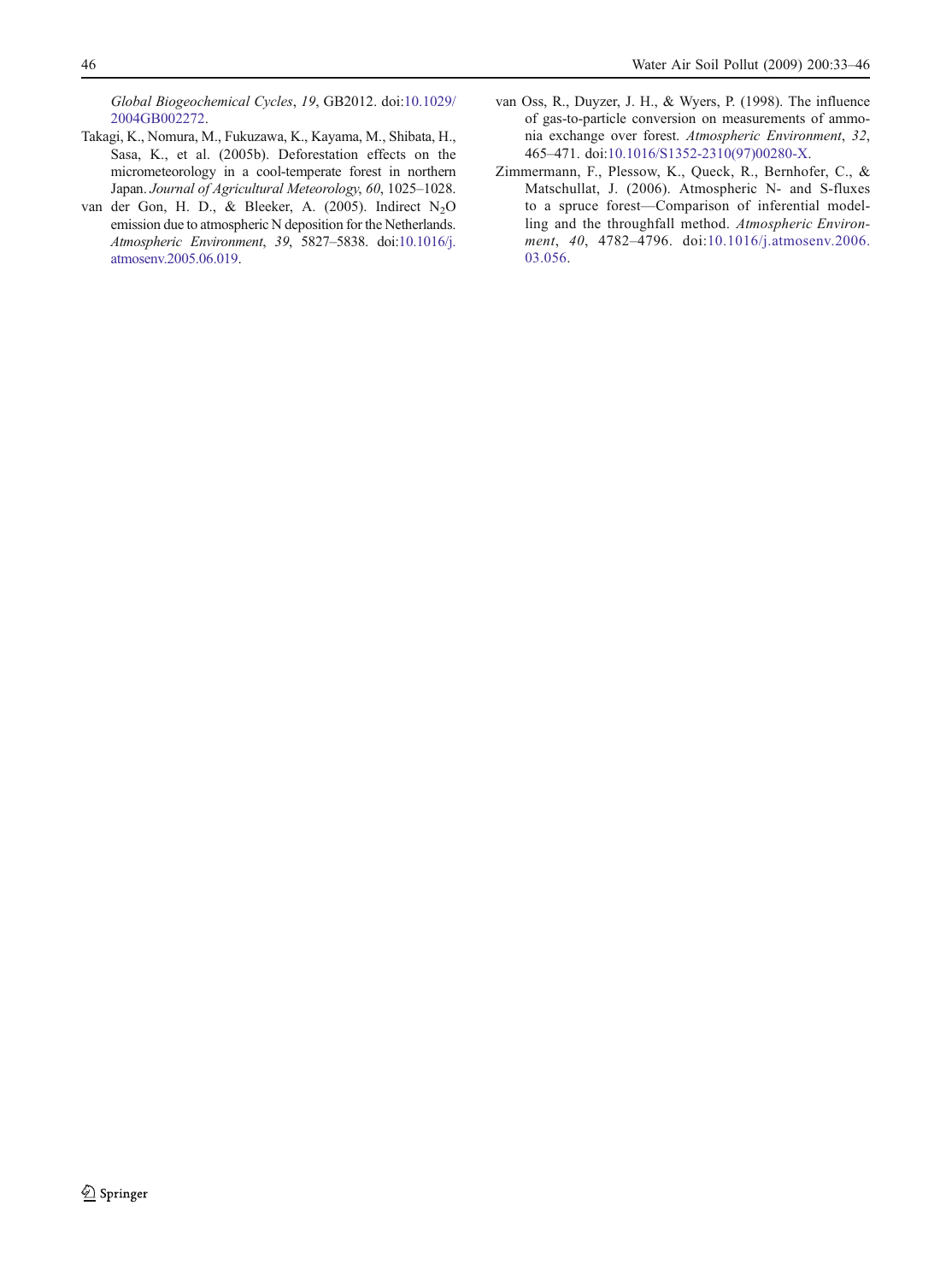*Global Biogeochemical Cycles*, *19*, GB2012. doi:10.1029/2004GB002272.

Takagi, K., Nomura, M., Fukuzawa, K., Kayama, M., Shibata, H., Sasa, K., et al. (2005b). Deforestation effects on the micrometeorology in a cool-temperate forest in northern Japan. *Journal of Agricultural Meteorology*, *60*, 1025–1028.

van der Gon, H. D., & Bleeker, A. (2005). Indirect $N_2O$ emission due to atmospheric N deposition for the Netherlands. *Atmospheric Environment*, *39*, 5827–5838. doi:10.1016/j.atmosenv.2005.06.019.

van Oss, R., Duyzer, J. H., & Wyers, P. (1998). The influence of gas-to-particle conversion on measurements of ammonia exchange over forest. *Atmospheric Environment*, *32*, 465–471. doi:10.1016/S1352-2310(97)00280-X.

Zimmermann, F., Plessow, K., Queck, R., Bernhofer, C., & Matschullat, J. (2006). Atmospheric N- and S-fluxes to a spruce forest—Comparison of inferential modelling and the throughfall method. *Atmospheric Environment*, *40*, 4782–4796. doi:10.1016/j.atmosenv.2006.03.056.